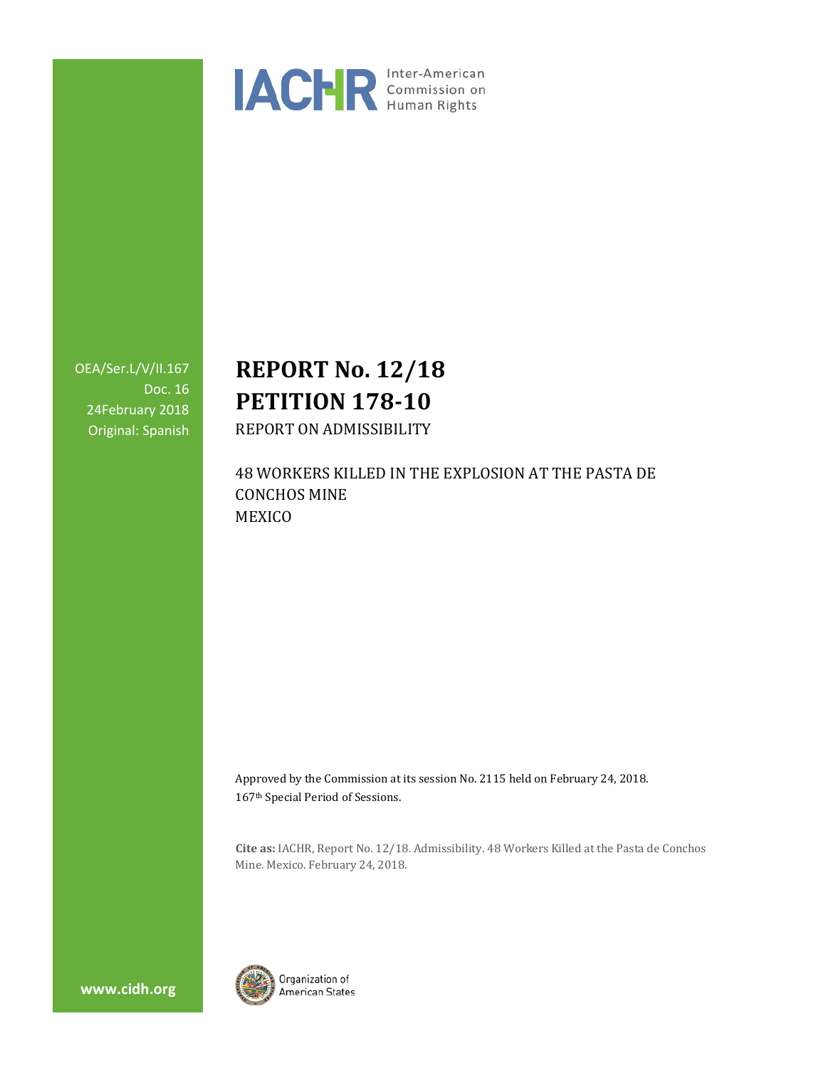IACHR Inter-American Commission on Human Rights

OEA/Ser.L/V/II.167
Doc. 16
24February 2018
Original: Spanish

# REPORT No. 12/18
# PETITION 178-10

REPORT ON ADMISSIBILITY

48 WORKERS KILLED IN THE EXPLOSION AT THE PASTA DE CONCHOS MINE
MEXICO

Approved by the Commission at its session No. 2115 held on February 24, 2018.
167th Special Period of Sessions.

**Cite as:** IACHR, Report No. 12/18. Admissibility. 48 Workers Killed at the Pasta de Conchos Mine. Mexico. February 24, 2018.

www.cidh.org

Organization of American States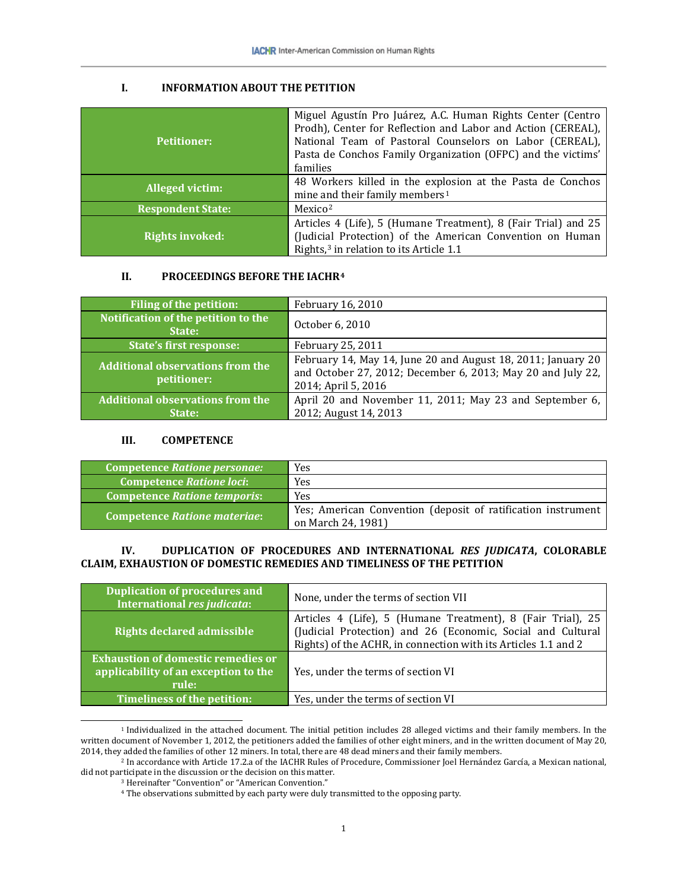## I. INFORMATION ABOUT THE PETITION

| | |
|---|---|
| **Petitioner:** | Miguel Agustín Pro Juárez, A.C. Human Rights Center (Centro Prodh), Center for Reflection and Labor and Action (CEREAL), National Team of Pastoral Counselors on Labor (CEREAL), Pasta de Conchos Family Organization (OFPC) and the victims' families |
| **Alleged victim:** | 48 Workers killed in the explosion at the Pasta de Conchos mine and their family members[1] |
| **Respondent State:** | Mexico[2] |
| **Rights invoked:** | Articles 4 (Life), 5 (Humane Treatment), 8 (Fair Trial) and 25 (Judicial Protection) of the American Convention on Human Rights,[3] in relation to its Article 1.1 |

## II. PROCEEDINGS BEFORE THE IACHR[4]

| | |
|---|---|
| **Filing of the petition:** | February 16, 2010 |
| **Notification of the petition to the State:** | October 6, 2010 |
| **State's first response:** | February 25, 2011 |
| **Additional observations from the petitioner:** | February 14, May 14, June 20 and August 18, 2011; January 20 and October 27, 2012; December 6, 2013; May 20 and July 22, 2014; April 5, 2016 |
| **Additional observations from the State:** | April 20 and November 11, 2011; May 23 and September 6, 2012; August 14, 2013 |

## III. COMPETENCE

| | |
|---|---|
| **Competence *Ratione personae:*** | Yes |
| **Competence *Ratione loci*:** | Yes |
| **Competence *Ratione temporis*:** | Yes |
| **Competence *Ratione materiae*:** | Yes; American Convention (deposit of ratification instrument on March 24, 1981) |

## IV. DUPLICATION OF PROCEDURES AND INTERNATIONAL *RES JUDICATA*, COLORABLE CLAIM, EXHAUSTION OF DOMESTIC REMEDIES AND TIMELINESS OF THE PETITION

| | |
|---|---|
| **Duplication of procedures and International *res judicata*:** | None, under the terms of section VII |
| **Rights declared admissible** | Articles 4 (Life), 5 (Humane Treatment), 8 (Fair Trial), 25 (Judicial Protection) and 26 (Economic, Social and Cultural Rights) of the ACHR, in connection with its Articles 1.1 and 2 |
| **Exhaustion of domestic remedies or applicability of an exception to the rule:** | Yes, under the terms of section VI |
| **Timeliness of the petition:** | Yes, under the terms of section VI |

[1] Individualized in the attached document. The initial petition includes 28 alleged victims and their family members. In the written document of November 1, 2012, the petitioners added the families of other eight miners, and in the written document of May 20, 2014, they added the families of other 12 miners. In total, there are 48 dead miners and their family members.

[2] In accordance with Article 17.2.a of the IACHR Rules of Procedure, Commissioner Joel Hernández García, a Mexican national, did not participate in the discussion or the decision on this matter.

[3] Hereinafter "Convention" or "American Convention."

[4] The observations submitted by each party were duly transmitted to the opposing party.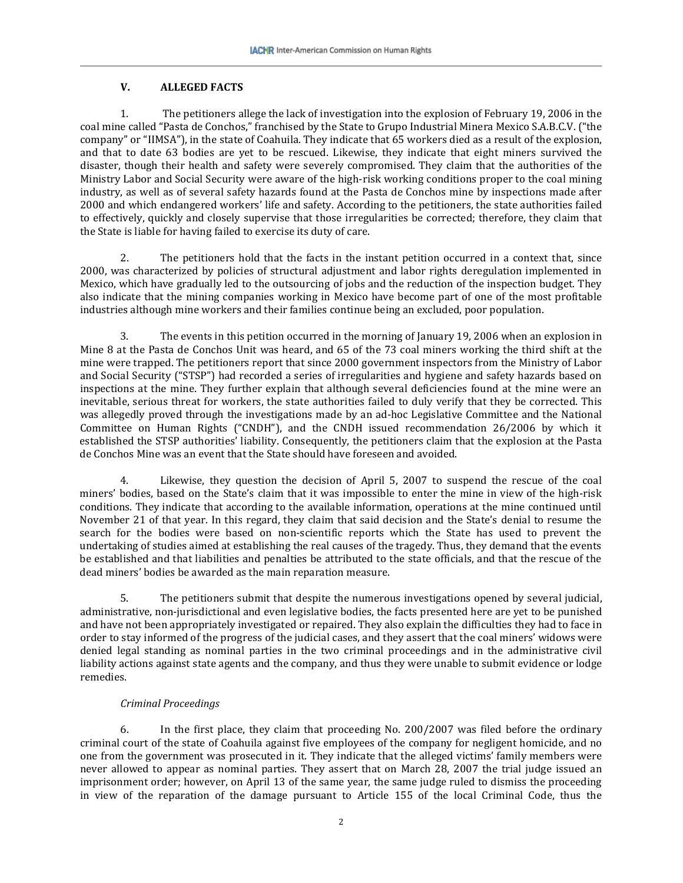## V. ALLEGED FACTS

1. The petitioners allege the lack of investigation into the explosion of February 19, 2006 in the coal mine called "Pasta de Conchos," franchised by the State to Grupo Industrial Minera Mexico S.A.B.C.V. ("the company" or "IIMSA"), in the state of Coahuila. They indicate that 65 workers died as a result of the explosion, and that to date 63 bodies are yet to be rescued. Likewise, they indicate that eight miners survived the disaster, though their health and safety were severely compromised. They claim that the authorities of the Ministry Labor and Social Security were aware of the high-risk working conditions proper to the coal mining industry, as well as of several safety hazards found at the Pasta de Conchos mine by inspections made after 2000 and which endangered workers' life and safety. According to the petitioners, the state authorities failed to effectively, quickly and closely supervise that those irregularities be corrected; therefore, they claim that the State is liable for having failed to exercise its duty of care.

2. The petitioners hold that the facts in the instant petition occurred in a context that, since 2000, was characterized by policies of structural adjustment and labor rights deregulation implemented in Mexico, which have gradually led to the outsourcing of jobs and the reduction of the inspection budget. They also indicate that the mining companies working in Mexico have become part of one of the most profitable industries although mine workers and their families continue being an excluded, poor population.

3. The events in this petition occurred in the morning of January 19, 2006 when an explosion in Mine 8 at the Pasta de Conchos Unit was heard, and 65 of the 73 coal miners working the third shift at the mine were trapped. The petitioners report that since 2000 government inspectors from the Ministry of Labor and Social Security ("STSP") had recorded a series of irregularities and hygiene and safety hazards based on inspections at the mine. They further explain that although several deficiencies found at the mine were an inevitable, serious threat for workers, the state authorities failed to duly verify that they be corrected. This was allegedly proved through the investigations made by an ad-hoc Legislative Committee and the National Committee on Human Rights ("CNDH"), and the CNDH issued recommendation 26/2006 by which it established the STSP authorities' liability. Consequently, the petitioners claim that the explosion at the Pasta de Conchos Mine was an event that the State should have foreseen and avoided.

4. Likewise, they question the decision of April 5, 2007 to suspend the rescue of the coal miners' bodies, based on the State's claim that it was impossible to enter the mine in view of the high-risk conditions. They indicate that according to the available information, operations at the mine continued until November 21 of that year. In this regard, they claim that said decision and the State's denial to resume the search for the bodies were based on non-scientific reports which the State has used to prevent the undertaking of studies aimed at establishing the real causes of the tragedy. Thus, they demand that the events be established and that liabilities and penalties be attributed to the state officials, and that the rescue of the dead miners' bodies be awarded as the main reparation measure.

5. The petitioners submit that despite the numerous investigations opened by several judicial, administrative, non-jurisdictional and even legislative bodies, the facts presented here are yet to be punished and have not been appropriately investigated or repaired. They also explain the difficulties they had to face in order to stay informed of the progress of the judicial cases, and they assert that the coal miners' widows were denied legal standing as nominal parties in the two criminal proceedings and in the administrative civil liability actions against state agents and the company, and thus they were unable to submit evidence or lodge remedies.

*Criminal Proceedings*

6. In the first place, they claim that proceeding No. 200/2007 was filed before the ordinary criminal court of the state of Coahuila against five employees of the company for negligent homicide, and no one from the government was prosecuted in it. They indicate that the alleged victims' family members were never allowed to appear as nominal parties. They assert that on March 28, 2007 the trial judge issued an imprisonment order; however, on April 13 of the same year, the same judge ruled to dismiss the proceeding in view of the reparation of the damage pursuant to Article 155 of the local Criminal Code, thus the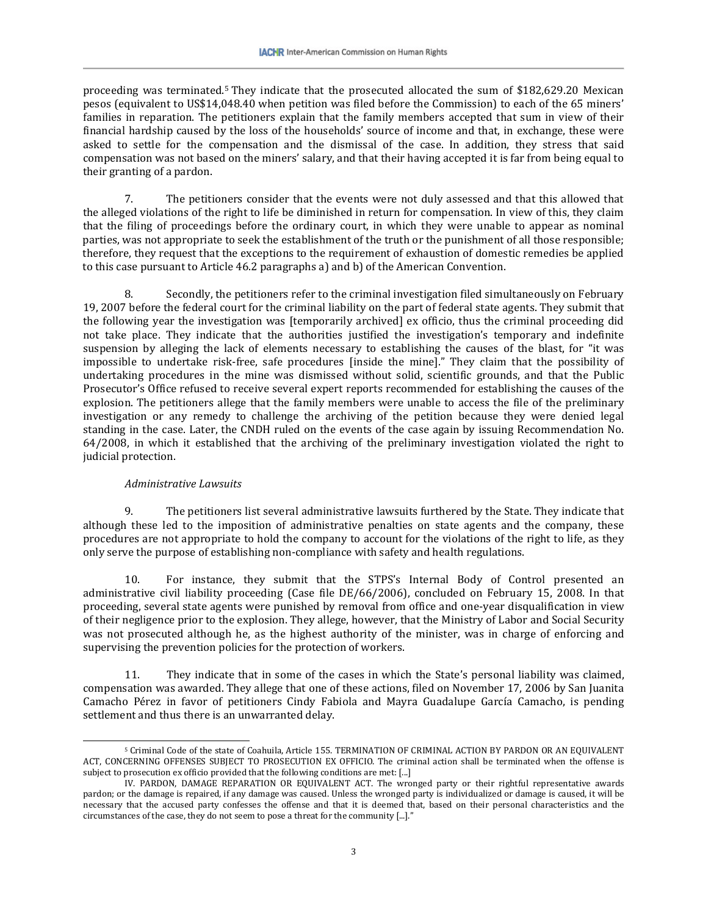proceeding was terminated.[5] They indicate that the prosecuted allocated the sum of $182,629.20 Mexican pesos (equivalent to US$14,048.40 when petition was filed before the Commission) to each of the 65 miners' families in reparation. The petitioners explain that the family members accepted that sum in view of their financial hardship caused by the loss of the households' source of income and that, in exchange, these were asked to settle for the compensation and the dismissal of the case. In addition, they stress that said compensation was not based on the miners' salary, and that their having accepted it is far from being equal to their granting of a pardon.

7. The petitioners consider that the events were not duly assessed and that this allowed that the alleged violations of the right to life be diminished in return for compensation. In view of this, they claim that the filing of proceedings before the ordinary court, in which they were unable to appear as nominal parties, was not appropriate to seek the establishment of the truth or the punishment of all those responsible; therefore, they request that the exceptions to the requirement of exhaustion of domestic remedies be applied to this case pursuant to Article 46.2 paragraphs a) and b) of the American Convention.

8. Secondly, the petitioners refer to the criminal investigation filed simultaneously on February 19, 2007 before the federal court for the criminal liability on the part of federal state agents. They submit that the following year the investigation was [temporarily archived] ex officio, thus the criminal proceeding did not take place. They indicate that the authorities justified the investigation's temporary and indefinite suspension by alleging the lack of elements necessary to establishing the causes of the blast, for "it was impossible to undertake risk-free, safe procedures [inside the mine]." They claim that the possibility of undertaking procedures in the mine was dismissed without solid, scientific grounds, and that the Public Prosecutor's Office refused to receive several expert reports recommended for establishing the causes of the explosion. The petitioners allege that the family members were unable to access the file of the preliminary investigation or any remedy to challenge the archiving of the petition because they were denied legal standing in the case. Later, the CNDH ruled on the events of the case again by issuing Recommendation No. 64/2008, in which it established that the archiving of the preliminary investigation violated the right to judicial protection.

*Administrative Lawsuits*

9. The petitioners list several administrative lawsuits furthered by the State. They indicate that although these led to the imposition of administrative penalties on state agents and the company, these procedures are not appropriate to hold the company to account for the violations of the right to life, as they only serve the purpose of establishing non-compliance with safety and health regulations.

10. For instance, they submit that the STPS's Internal Body of Control presented an administrative civil liability proceeding (Case file DE/66/2006), concluded on February 15, 2008. In that proceeding, several state agents were punished by removal from office and one-year disqualification in view of their negligence prior to the explosion. They allege, however, that the Ministry of Labor and Social Security was not prosecuted although he, as the highest authority of the minister, was in charge of enforcing and supervising the prevention policies for the protection of workers.

11. They indicate that in some of the cases in which the State's personal liability was claimed, compensation was awarded. They allege that one of these actions, filed on November 17, 2006 by San Juanita Camacho Pérez in favor of petitioners Cindy Fabiola and Mayra Guadalupe García Camacho, is pending settlement and thus there is an unwarranted delay.

---

[5] Criminal Code of the state of Coahuila, Article 155. TERMINATION OF CRIMINAL ACTION BY PARDON OR AN EQUIVALENT ACT, CONCERNING OFFENSES SUBJECT TO PROSECUTION EX OFFICIO. The criminal action shall be terminated when the offense is subject to prosecution ex officio provided that the following conditions are met: [...]

IV. PARDON, DAMAGE REPARATION OR EQUIVALENT ACT. The wronged party or their rightful representative awards pardon; or the damage is repaired, if any damage was caused. Unless the wronged party is individualized or damage is caused, it will be necessary that the accused party confesses the offense and that it is deemed that, based on their personal characteristics and the circumstances of the case, they do not seem to pose a threat for the community [...]."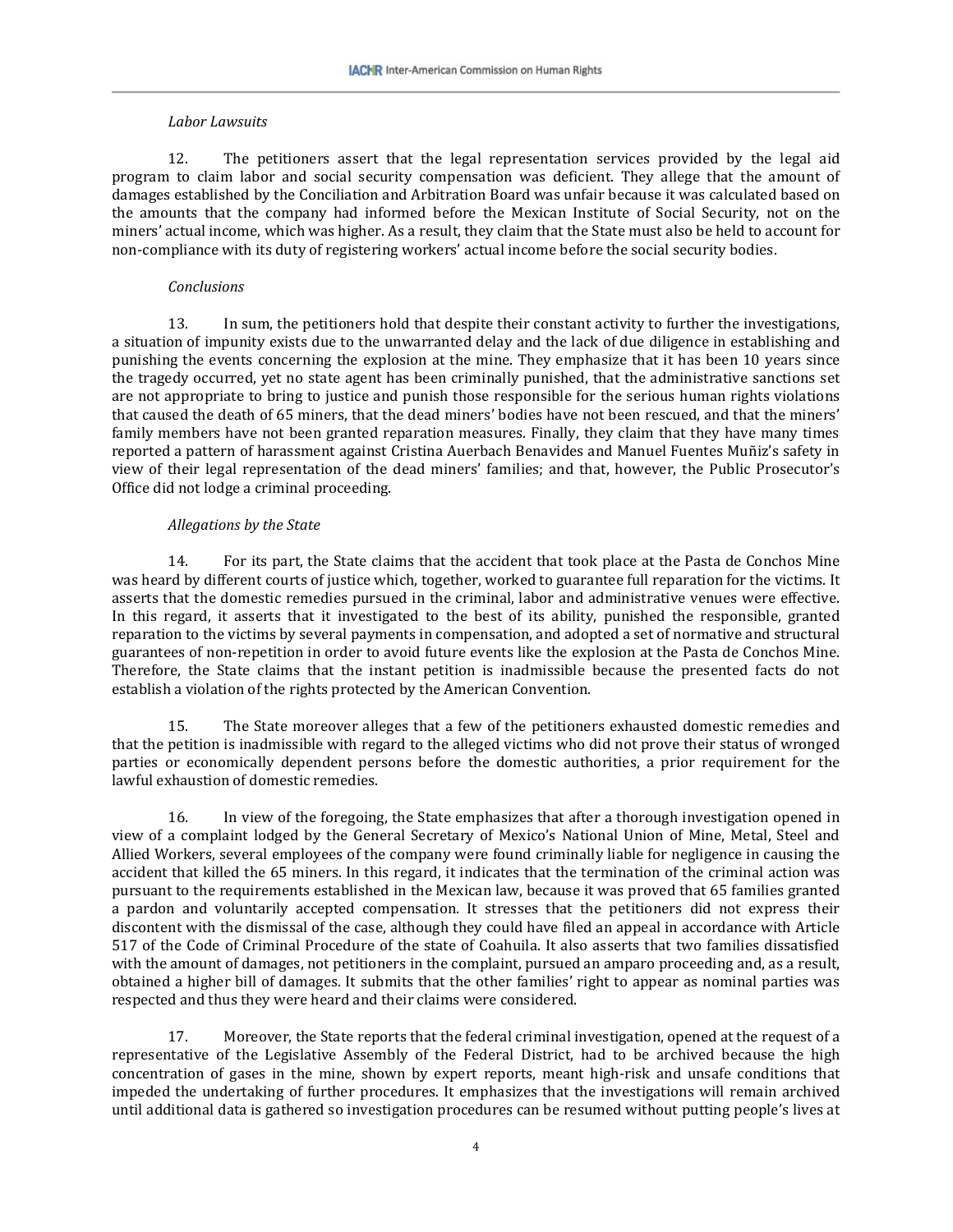*Labor Lawsuits*

12. The petitioners assert that the legal representation services provided by the legal aid program to claim labor and social security compensation was deficient. They allege that the amount of damages established by the Conciliation and Arbitration Board was unfair because it was calculated based on the amounts that the company had informed before the Mexican Institute of Social Security, not on the miners' actual income, which was higher. As a result, they claim that the State must also be held to account for non-compliance with its duty of registering workers' actual income before the social security bodies.

*Conclusions*

13. In sum, the petitioners hold that despite their constant activity to further the investigations, a situation of impunity exists due to the unwarranted delay and the lack of due diligence in establishing and punishing the events concerning the explosion at the mine. They emphasize that it has been 10 years since the tragedy occurred, yet no state agent has been criminally punished, that the administrative sanctions set are not appropriate to bring to justice and punish those responsible for the serious human rights violations that caused the death of 65 miners, that the dead miners' bodies have not been rescued, and that the miners' family members have not been granted reparation measures. Finally, they claim that they have many times reported a pattern of harassment against Cristina Auerbach Benavides and Manuel Fuentes Muñiz's safety in view of their legal representation of the dead miners' families; and that, however, the Public Prosecutor's Office did not lodge a criminal proceeding.

*Allegations by the State*

14. For its part, the State claims that the accident that took place at the Pasta de Conchos Mine was heard by different courts of justice which, together, worked to guarantee full reparation for the victims. It asserts that the domestic remedies pursued in the criminal, labor and administrative venues were effective. In this regard, it asserts that it investigated to the best of its ability, punished the responsible, granted reparation to the victims by several payments in compensation, and adopted a set of normative and structural guarantees of non-repetition in order to avoid future events like the explosion at the Pasta de Conchos Mine. Therefore, the State claims that the instant petition is inadmissible because the presented facts do not establish a violation of the rights protected by the American Convention.

15. The State moreover alleges that a few of the petitioners exhausted domestic remedies and that the petition is inadmissible with regard to the alleged victims who did not prove their status of wronged parties or economically dependent persons before the domestic authorities, a prior requirement for the lawful exhaustion of domestic remedies.

16. In view of the foregoing, the State emphasizes that after a thorough investigation opened in view of a complaint lodged by the General Secretary of Mexico's National Union of Mine, Metal, Steel and Allied Workers, several employees of the company were found criminally liable for negligence in causing the accident that killed the 65 miners. In this regard, it indicates that the termination of the criminal action was pursuant to the requirements established in the Mexican law, because it was proved that 65 families granted a pardon and voluntarily accepted compensation. It stresses that the petitioners did not express their discontent with the dismissal of the case, although they could have filed an appeal in accordance with Article 517 of the Code of Criminal Procedure of the state of Coahuila. It also asserts that two families dissatisfied with the amount of damages, not petitioners in the complaint, pursued an amparo proceeding and, as a result, obtained a higher bill of damages. It submits that the other families' right to appear as nominal parties was respected and thus they were heard and their claims were considered.

17. Moreover, the State reports that the federal criminal investigation, opened at the request of a representative of the Legislative Assembly of the Federal District, had to be archived because the high concentration of gases in the mine, shown by expert reports, meant high-risk and unsafe conditions that impeded the undertaking of further procedures. It emphasizes that the investigations will remain archived until additional data is gathered so investigation procedures can be resumed without putting people's lives at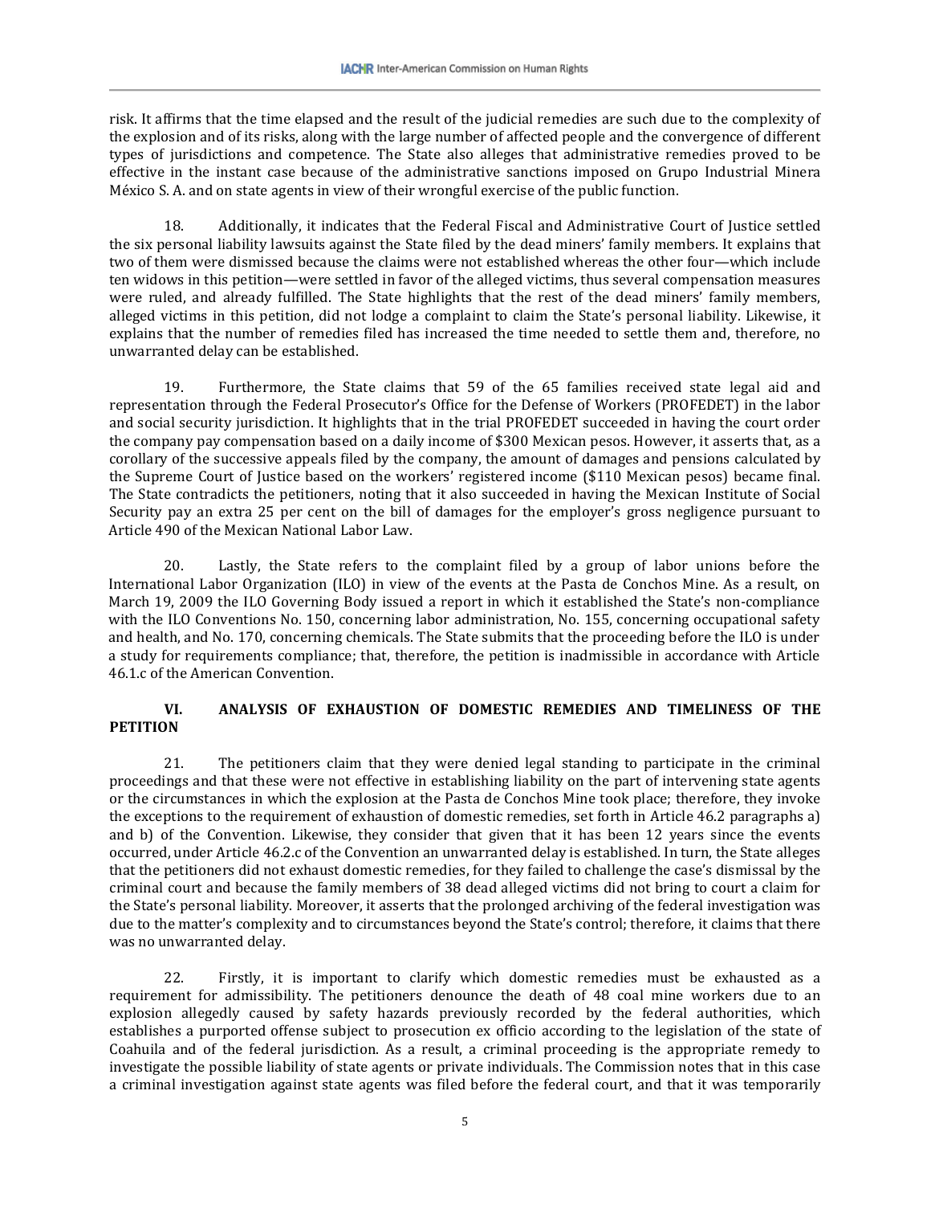risk. It affirms that the time elapsed and the result of the judicial remedies are such due to the complexity of the explosion and of its risks, along with the large number of affected people and the convergence of different types of jurisdictions and competence. The State also alleges that administrative remedies proved to be effective in the instant case because of the administrative sanctions imposed on Grupo Industrial Minera México S. A. and on state agents in view of their wrongful exercise of the public function.

18. Additionally, it indicates that the Federal Fiscal and Administrative Court of Justice settled the six personal liability lawsuits against the State filed by the dead miners' family members. It explains that two of them were dismissed because the claims were not established whereas the other four—which include ten widows in this petition—were settled in favor of the alleged victims, thus several compensation measures were ruled, and already fulfilled. The State highlights that the rest of the dead miners' family members, alleged victims in this petition, did not lodge a complaint to claim the State's personal liability. Likewise, it explains that the number of remedies filed has increased the time needed to settle them and, therefore, no unwarranted delay can be established.

19. Furthermore, the State claims that 59 of the 65 families received state legal aid and representation through the Federal Prosecutor's Office for the Defense of Workers (PROFEDET) in the labor and social security jurisdiction. It highlights that in the trial PROFEDET succeeded in having the court order the company pay compensation based on a daily income of $300 Mexican pesos. However, it asserts that, as a corollary of the successive appeals filed by the company, the amount of damages and pensions calculated by the Supreme Court of Justice based on the workers' registered income ($110 Mexican pesos) became final. The State contradicts the petitioners, noting that it also succeeded in having the Mexican Institute of Social Security pay an extra 25 per cent on the bill of damages for the employer's gross negligence pursuant to Article 490 of the Mexican National Labor Law.

20. Lastly, the State refers to the complaint filed by a group of labor unions before the International Labor Organization (ILO) in view of the events at the Pasta de Conchos Mine. As a result, on March 19, 2009 the ILO Governing Body issued a report in which it established the State's non-compliance with the ILO Conventions No. 150, concerning labor administration, No. 155, concerning occupational safety and health, and No. 170, concerning chemicals. The State submits that the proceeding before the ILO is under a study for requirements compliance; that, therefore, the petition is inadmissible in accordance with Article 46.1.c of the American Convention.

## VI. ANALYSIS OF EXHAUSTION OF DOMESTIC REMEDIES AND TIMELINESS OF THE PETITION

21. The petitioners claim that they were denied legal standing to participate in the criminal proceedings and that these were not effective in establishing liability on the part of intervening state agents or the circumstances in which the explosion at the Pasta de Conchos Mine took place; therefore, they invoke the exceptions to the requirement of exhaustion of domestic remedies, set forth in Article 46.2 paragraphs a) and b) of the Convention. Likewise, they consider that given that it has been 12 years since the events occurred, under Article 46.2.c of the Convention an unwarranted delay is established. In turn, the State alleges that the petitioners did not exhaust domestic remedies, for they failed to challenge the case's dismissal by the criminal court and because the family members of 38 dead alleged victims did not bring to court a claim for the State's personal liability. Moreover, it asserts that the prolonged archiving of the federal investigation was due to the matter's complexity and to circumstances beyond the State's control; therefore, it claims that there was no unwarranted delay.

22. Firstly, it is important to clarify which domestic remedies must be exhausted as a requirement for admissibility. The petitioners denounce the death of 48 coal mine workers due to an explosion allegedly caused by safety hazards previously recorded by the federal authorities, which establishes a purported offense subject to prosecution ex officio according to the legislation of the state of Coahuila and of the federal jurisdiction. As a result, a criminal proceeding is the appropriate remedy to investigate the possible liability of state agents or private individuals. The Commission notes that in this case a criminal investigation against state agents was filed before the federal court, and that it was temporarily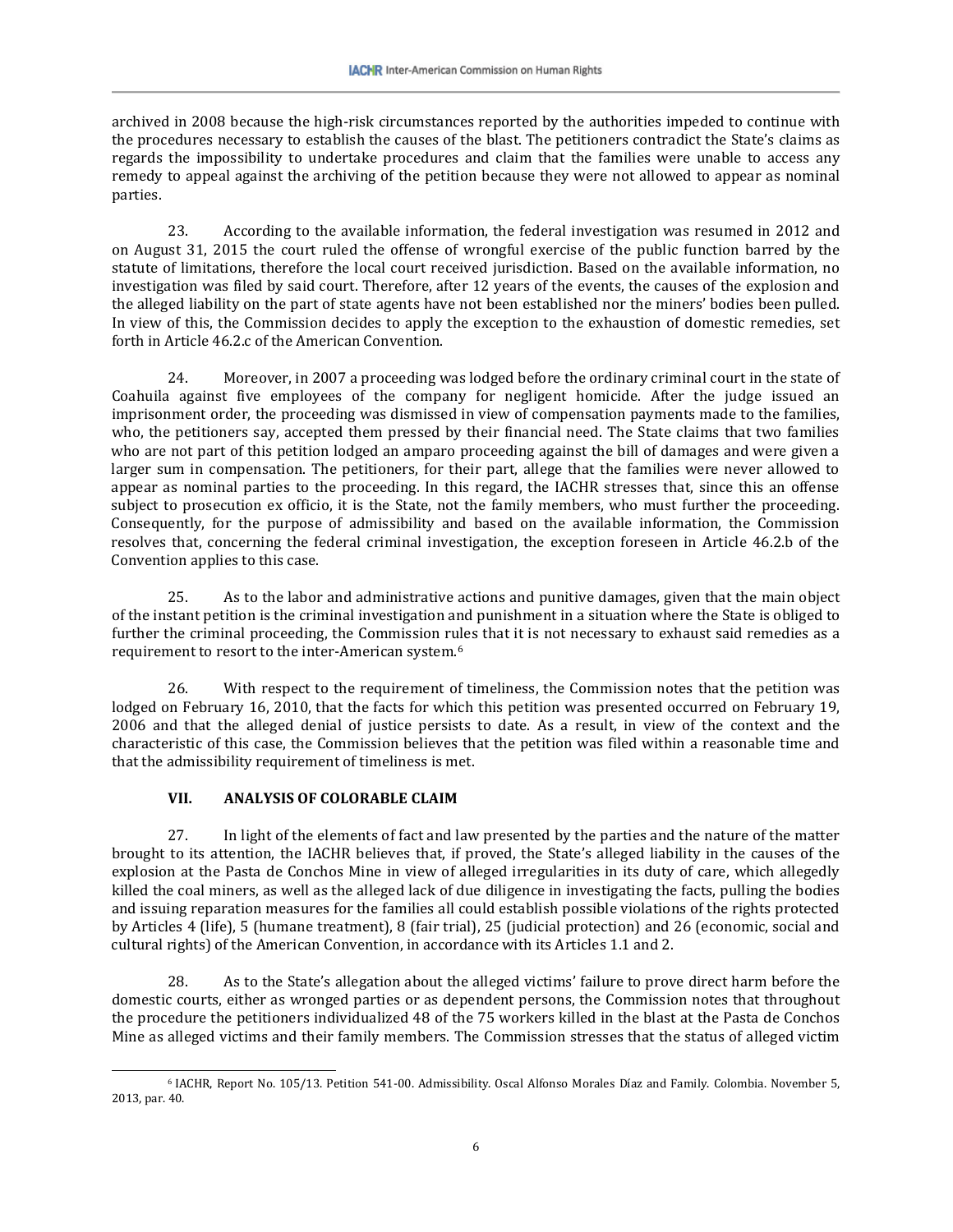archived in 2008 because the high-risk circumstances reported by the authorities impeded to continue with the procedures necessary to establish the causes of the blast. The petitioners contradict the State's claims as regards the impossibility to undertake procedures and claim that the families were unable to access any remedy to appeal against the archiving of the petition because they were not allowed to appear as nominal parties.

23. According to the available information, the federal investigation was resumed in 2012 and on August 31, 2015 the court ruled the offense of wrongful exercise of the public function barred by the statute of limitations, therefore the local court received jurisdiction. Based on the available information, no investigation was filed by said court. Therefore, after 12 years of the events, the causes of the explosion and the alleged liability on the part of state agents have not been established nor the miners' bodies been pulled. In view of this, the Commission decides to apply the exception to the exhaustion of domestic remedies, set forth in Article 46.2.c of the American Convention.

24. Moreover, in 2007 a proceeding was lodged before the ordinary criminal court in the state of Coahuila against five employees of the company for negligent homicide. After the judge issued an imprisonment order, the proceeding was dismissed in view of compensation payments made to the families, who, the petitioners say, accepted them pressed by their financial need. The State claims that two families who are not part of this petition lodged an amparo proceeding against the bill of damages and were given a larger sum in compensation. The petitioners, for their part, allege that the families were never allowed to appear as nominal parties to the proceeding. In this regard, the IACHR stresses that, since this an offense subject to prosecution ex officio, it is the State, not the family members, who must further the proceeding. Consequently, for the purpose of admissibility and based on the available information, the Commission resolves that, concerning the federal criminal investigation, the exception foreseen in Article 46.2.b of the Convention applies to this case.

25. As to the labor and administrative actions and punitive damages, given that the main object of the instant petition is the criminal investigation and punishment in a situation where the State is obliged to further the criminal proceeding, the Commission rules that it is not necessary to exhaust said remedies as a requirement to resort to the inter-American system.[6]

26. With respect to the requirement of timeliness, the Commission notes that the petition was lodged on February 16, 2010, that the facts for which this petition was presented occurred on February 19, 2006 and that the alleged denial of justice persists to date. As a result, in view of the context and the characteristic of this case, the Commission believes that the petition was filed within a reasonable time and that the admissibility requirement of timeliness is met.

## VII. ANALYSIS OF COLORABLE CLAIM

27. In light of the elements of fact and law presented by the parties and the nature of the matter brought to its attention, the IACHR believes that, if proved, the State's alleged liability in the causes of the explosion at the Pasta de Conchos Mine in view of alleged irregularities in its duty of care, which allegedly killed the coal miners, as well as the alleged lack of due diligence in investigating the facts, pulling the bodies and issuing reparation measures for the families all could establish possible violations of the rights protected by Articles 4 (life), 5 (humane treatment), 8 (fair trial), 25 (judicial protection) and 26 (economic, social and cultural rights) of the American Convention, in accordance with its Articles 1.1 and 2.

28. As to the State's allegation about the alleged victims' failure to prove direct harm before the domestic courts, either as wronged parties or as dependent persons, the Commission notes that throughout the procedure the petitioners individualized 48 of the 75 workers killed in the blast at the Pasta de Conchos Mine as alleged victims and their family members. The Commission stresses that the status of alleged victim

---

[6] IACHR, Report No. 105/13. Petition 541-00. Admissibility. Oscal Alfonso Morales Díaz and Family. Colombia. November 5, 2013, par. 40.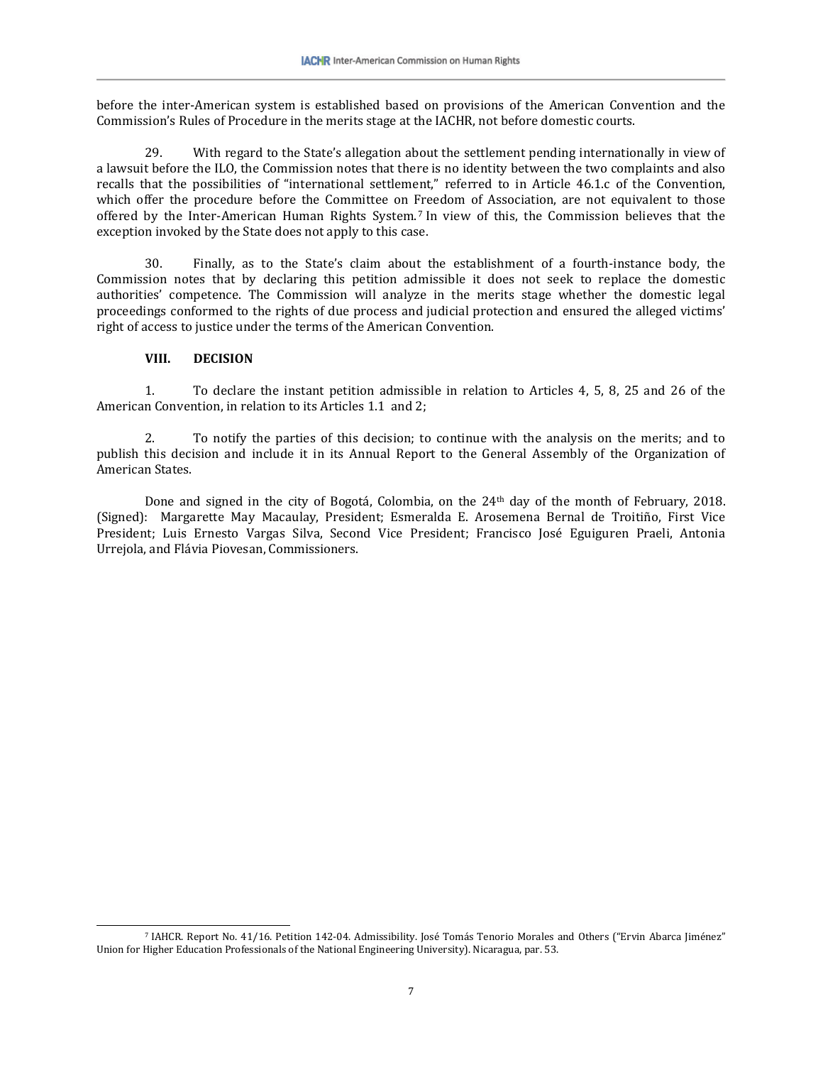before the inter-American system is established based on provisions of the American Convention and the Commission's Rules of Procedure in the merits stage at the IACHR, not before domestic courts.

29. With regard to the State's allegation about the settlement pending internationally in view of a lawsuit before the ILO, the Commission notes that there is no identity between the two complaints and also recalls that the possibilities of "international settlement," referred to in Article 46.1.c of the Convention, which offer the procedure before the Committee on Freedom of Association, are not equivalent to those offered by the Inter-American Human Rights System.[7] In view of this, the Commission believes that the exception invoked by the State does not apply to this case.

30. Finally, as to the State's claim about the establishment of a fourth-instance body, the Commission notes that by declaring this petition admissible it does not seek to replace the domestic authorities' competence. The Commission will analyze in the merits stage whether the domestic legal proceedings conformed to the rights of due process and judicial protection and ensured the alleged victims' right of access to justice under the terms of the American Convention.

## VIII. DECISION

1. To declare the instant petition admissible in relation to Articles 4, 5, 8, 25 and 26 of the American Convention, in relation to its Articles 1.1 and 2;

2. To notify the parties of this decision; to continue with the analysis on the merits; and to publish this decision and include it in its Annual Report to the General Assembly of the Organization of American States.

Done and signed in the city of Bogotá, Colombia, on the 24th day of the month of February, 2018. (Signed): Margarette May Macaulay, President; Esmeralda E. Arosemena Bernal de Troitiño, First Vice President; Luis Ernesto Vargas Silva, Second Vice President; Francisco José Eguiguren Praeli, Antonia Urrejola, and Flávia Piovesan, Commissioners.

---

[7] IAHCR. Report No. 41/16. Petition 142-04. Admissibility. José Tomás Tenorio Morales and Others ("Ervin Abarca Jiménez" Union for Higher Education Professionals of the National Engineering University). Nicaragua, par. 53.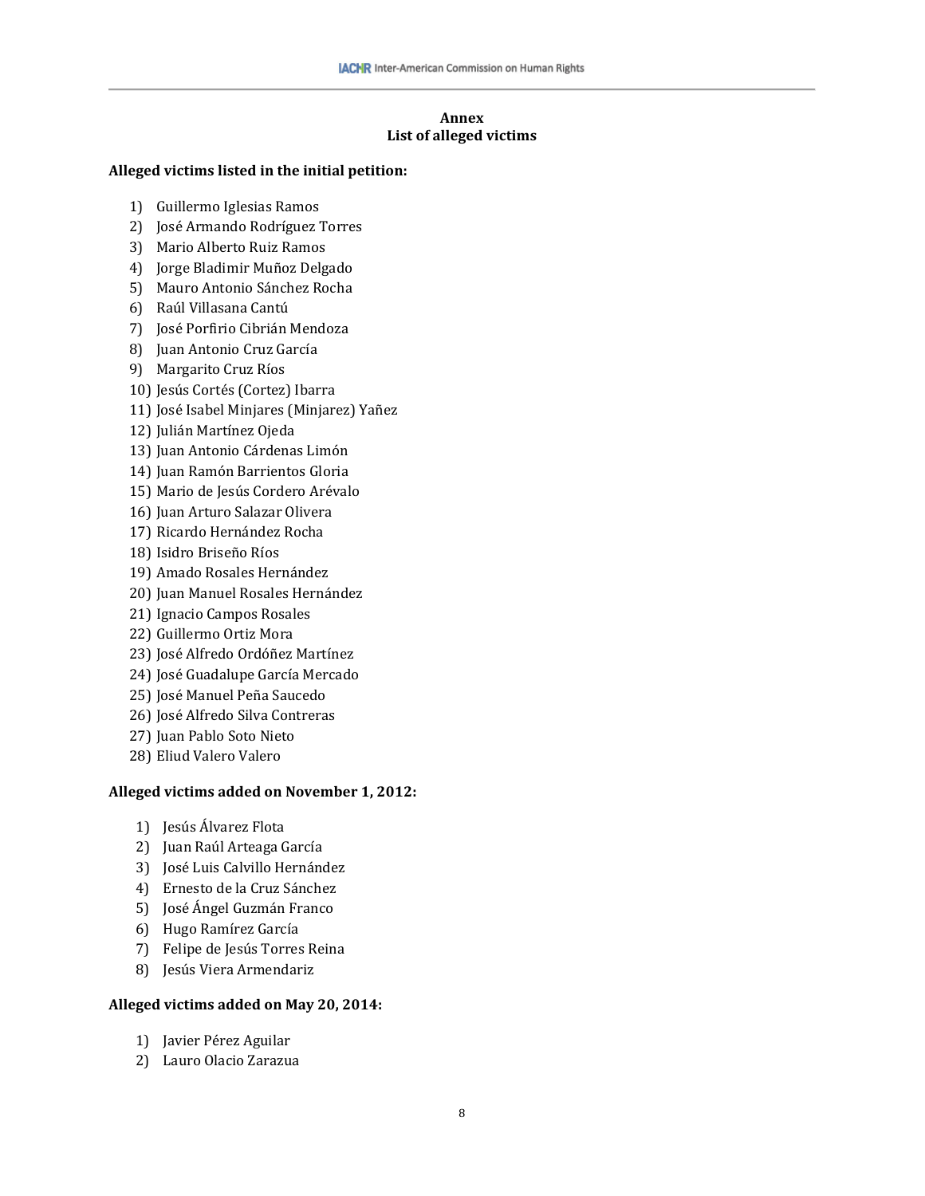**Annex**
**List of alleged victims**

**Alleged victims listed in the initial petition:**

1) Guillermo Iglesias Ramos
2) José Armando Rodríguez Torres
3) Mario Alberto Ruiz Ramos
4) Jorge Bladimir Muñoz Delgado
5) Mauro Antonio Sánchez Rocha
6) Raúl Villasana Cantú
7) José Porfirio Cibrián Mendoza
8) Juan Antonio Cruz García
9) Margarito Cruz Ríos
10) Jesús Cortés (Cortez) Ibarra
11) José Isabel Minjares (Minjarez) Yañez
12) Julián Martínez Ojeda
13) Juan Antonio Cárdenas Limón
14) Juan Ramón Barrientos Gloria
15) Mario de Jesús Cordero Arévalo
16) Juan Arturo Salazar Olivera
17) Ricardo Hernández Rocha
18) Isidro Briseño Ríos
19) Amado Rosales Hernández
20) Juan Manuel Rosales Hernández
21) Ignacio Campos Rosales
22) Guillermo Ortiz Mora
23) José Alfredo Ordóñez Martínez
24) José Guadalupe García Mercado
25) José Manuel Peña Saucedo
26) José Alfredo Silva Contreras
27) Juan Pablo Soto Nieto
28) Eliud Valero Valero

**Alleged victims added on November 1, 2012:**

1) Jesús Álvarez Flota
2) Juan Raúl Arteaga García
3) José Luis Calvillo Hernández
4) Ernesto de la Cruz Sánchez
5) José Ángel Guzmán Franco
6) Hugo Ramírez García
7) Felipe de Jesús Torres Reina
8) Jesús Viera Armendariz

**Alleged victims added on May 20, 2014:**

1) Javier Pérez Aguilar
2) Lauro Olacio Zarazua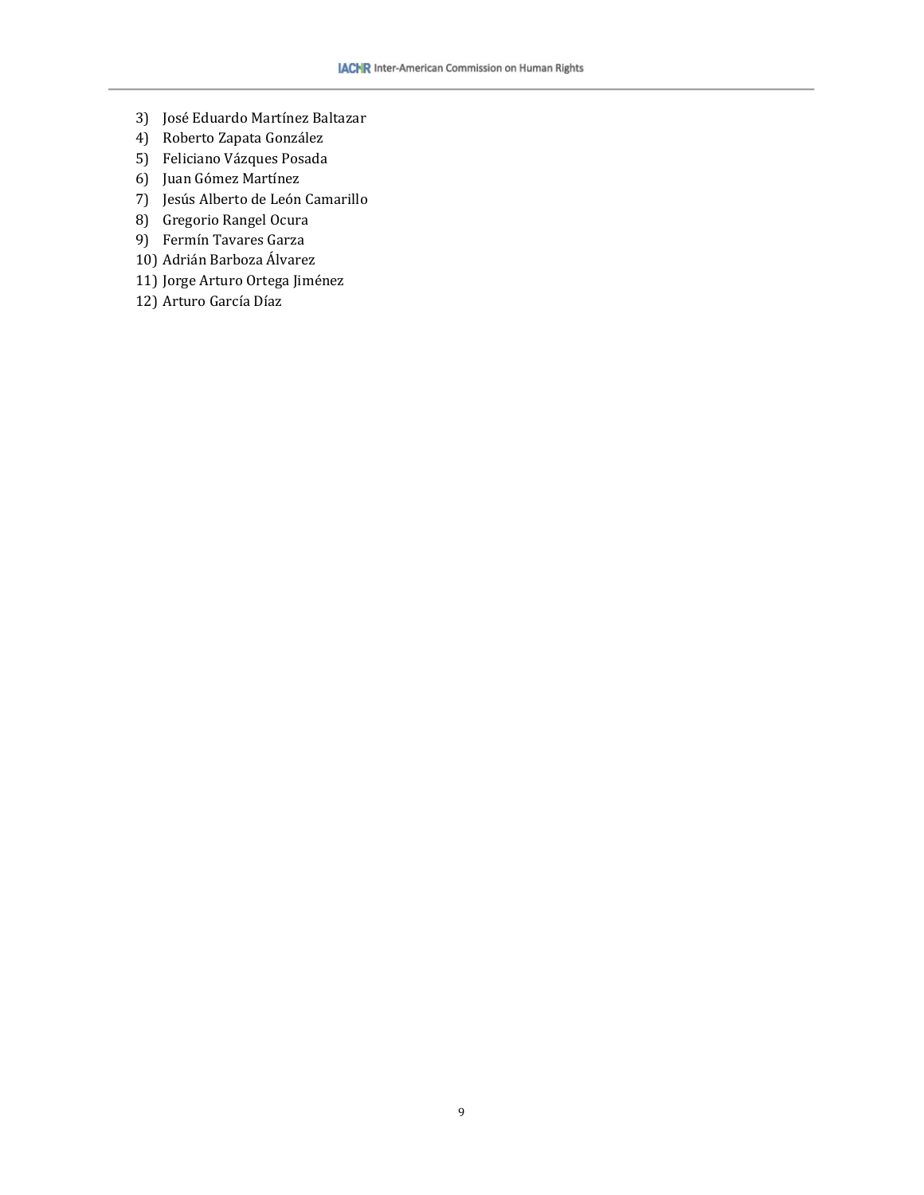3) José Eduardo Martínez Baltazar
4) Roberto Zapata González
5) Feliciano Vázques Posada
6) Juan Gómez Martínez
7) Jesús Alberto de León Camarillo
8) Gregorio Rangel Ocura
9) Fermín Tavares Garza
10) Adrián Barboza Álvarez
11) Jorge Arturo Ortega Jiménez
12) Arturo García Díaz